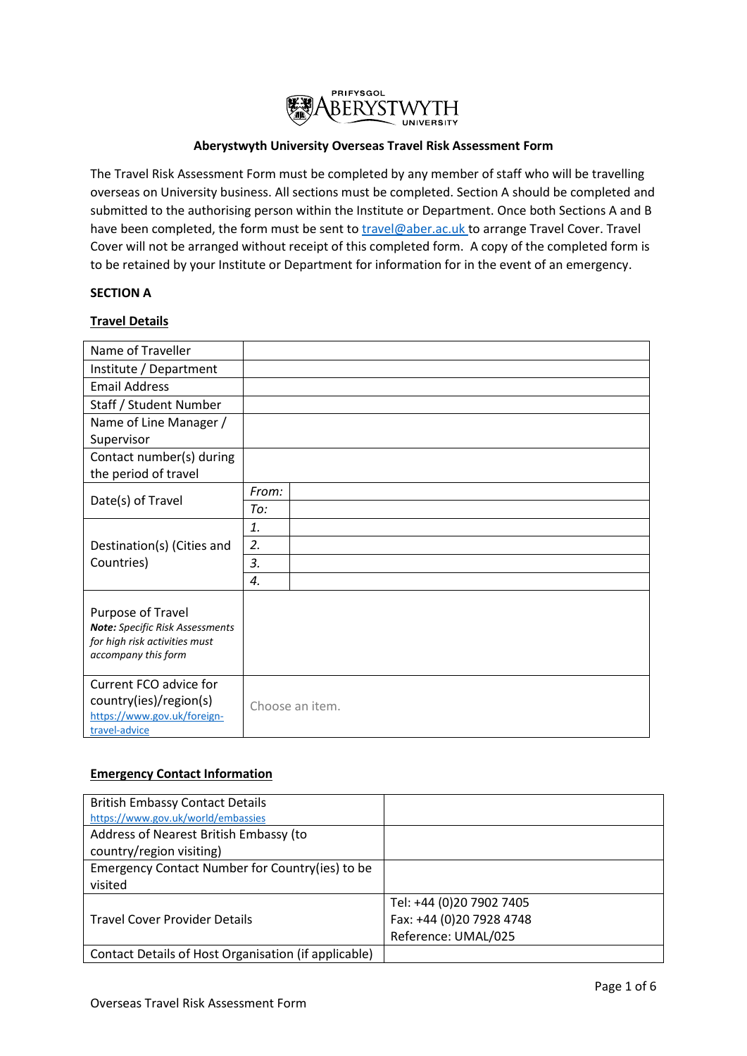PRIFYSGOL ABERYSTWYTH UNIVERSITY

## Aberystwyth University Overseas Travel Risk Assessment Form

The Travel Risk Assessment Form must be completed by any member of staff who will be travelling overseas on University business. All sections must be completed. Section A should be completed and submitted to the authorising person within the Institute or Department. Once both Sections A and B have been completed, the form must be sent to [travel@aber.ac.uk](mailto:travel@aber.ac.uk) to arrange Travel Cover. Travel Cover will not be arranged without receipt of this completed form. A copy of the completed form is to be retained by your Institute or Department for information for in the event of an emergency.

### SECTION A

#### Travel Details

| | | |
|---|---|---|
| Name of Traveller | | |
| Institute / Department | | |
| Email Address | | |
| Staff / Student Number | | |
| Name of Line Manager / Supervisor | | |
| Contact number(s) during the period of travel | | |
| Date(s) of Travel | *From:* | |
| | *To:* | |
| Destination(s) (Cities and Countries) | *1.* | |
| | *2.* | |
| | *3.* | |
| | *4.* | |
| Purpose of Travel<br>***Note:*** *Specific Risk Assessments for high risk activities must accompany this form* | | |
| Current FCO advice for country(ies)/region(s)<br>https://www.gov.uk/foreign-travel-advice | Choose an item. | |

#### Emergency Contact Information

| | |
|---|---|
| British Embassy Contact Details<br>https://www.gov.uk/world/embassies | |
| Address of Nearest British Embassy (to country/region visiting) | |
| Emergency Contact Number for Country(ies) to be visited | |
| Travel Cover Provider Details | Tel: +44 (0)20 7902 7405<br>Fax: +44 (0)20 7928 4748<br>Reference: UMAL/025 |
| Contact Details of Host Organisation (if applicable) | |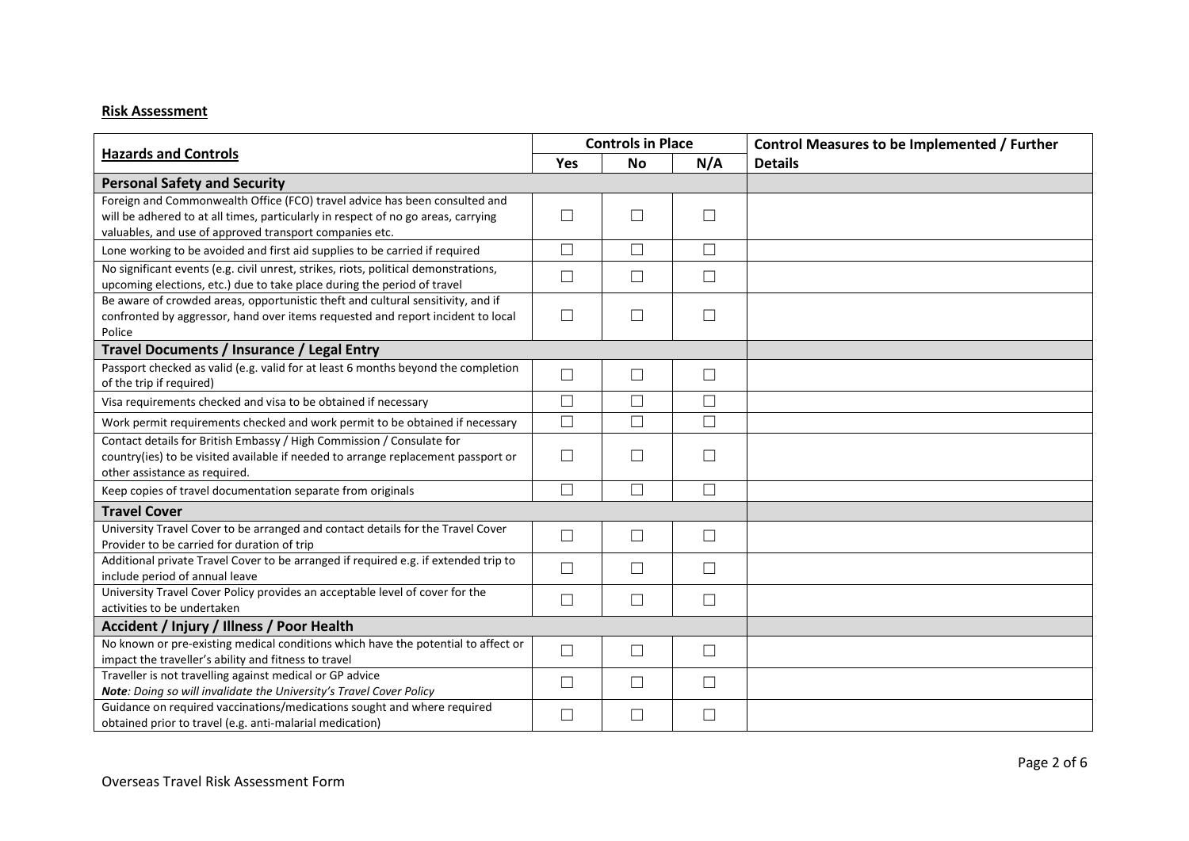**Risk Assessment**

| Hazards and Controls | Controls in Place | | | Control Measures to be Implemented / Further Details |
|---|---|---|---|---|
| | Yes | No | N/A | |
| **Personal Safety and Security** | | | | |
| Foreign and Commonwealth Office (FCO) travel advice has been consulted and will be adhered to at all times, particularly in respect of no go areas, carrying valuables, and use of approved transport companies etc. | ☐ | ☐ | ☐ | |
| Lone working to be avoided and first aid supplies to be carried if required | ☐ | ☐ | ☐ | |
| No significant events (e.g. civil unrest, strikes, riots, political demonstrations, upcoming elections, etc.) due to take place during the period of travel | ☐ | ☐ | ☐ | |
| Be aware of crowded areas, opportunistic theft and cultural sensitivity, and if confronted by aggressor, hand over items requested and report incident to local Police | ☐ | ☐ | ☐ | |
| **Travel Documents / Insurance / Legal Entry** | | | | |
| Passport checked as valid (e.g. valid for at least 6 months beyond the completion of the trip if required) | ☐ | ☐ | ☐ | |
| Visa requirements checked and visa to be obtained if necessary | ☐ | ☐ | ☐ | |
| Work permit requirements checked and work permit to be obtained if necessary | ☐ | ☐ | ☐ | |
| Contact details for British Embassy / High Commission / Consulate for country(ies) to be visited available if needed to arrange replacement passport or other assistance as required. | ☐ | ☐ | ☐ | |
| Keep copies of travel documentation separate from originals | ☐ | ☐ | ☐ | |
| **Travel Cover** | | | | |
| University Travel Cover to be arranged and contact details for the Travel Cover Provider to be carried for duration of trip | ☐ | ☐ | ☐ | |
| Additional private Travel Cover to be arranged if required e.g. if extended trip to include period of annual leave | ☐ | ☐ | ☐ | |
| University Travel Cover Policy provides an acceptable level of cover for the activities to be undertaken | ☐ | ☐ | ☐ | |
| **Accident / Injury / Illness / Poor Health** | | | | |
| No known or pre-existing medical conditions which have the potential to affect or impact the traveller's ability and fitness to travel | ☐ | ☐ | ☐ | |
| Traveller is not travelling against medical or GP advice<br>***Note**: Doing so will invalidate the University's Travel Cover Policy* | ☐ | ☐ | ☐ | |
| Guidance on required vaccinations/medications sought and where required obtained prior to travel (e.g. anti-malarial medication) | ☐ | ☐ | ☐ | |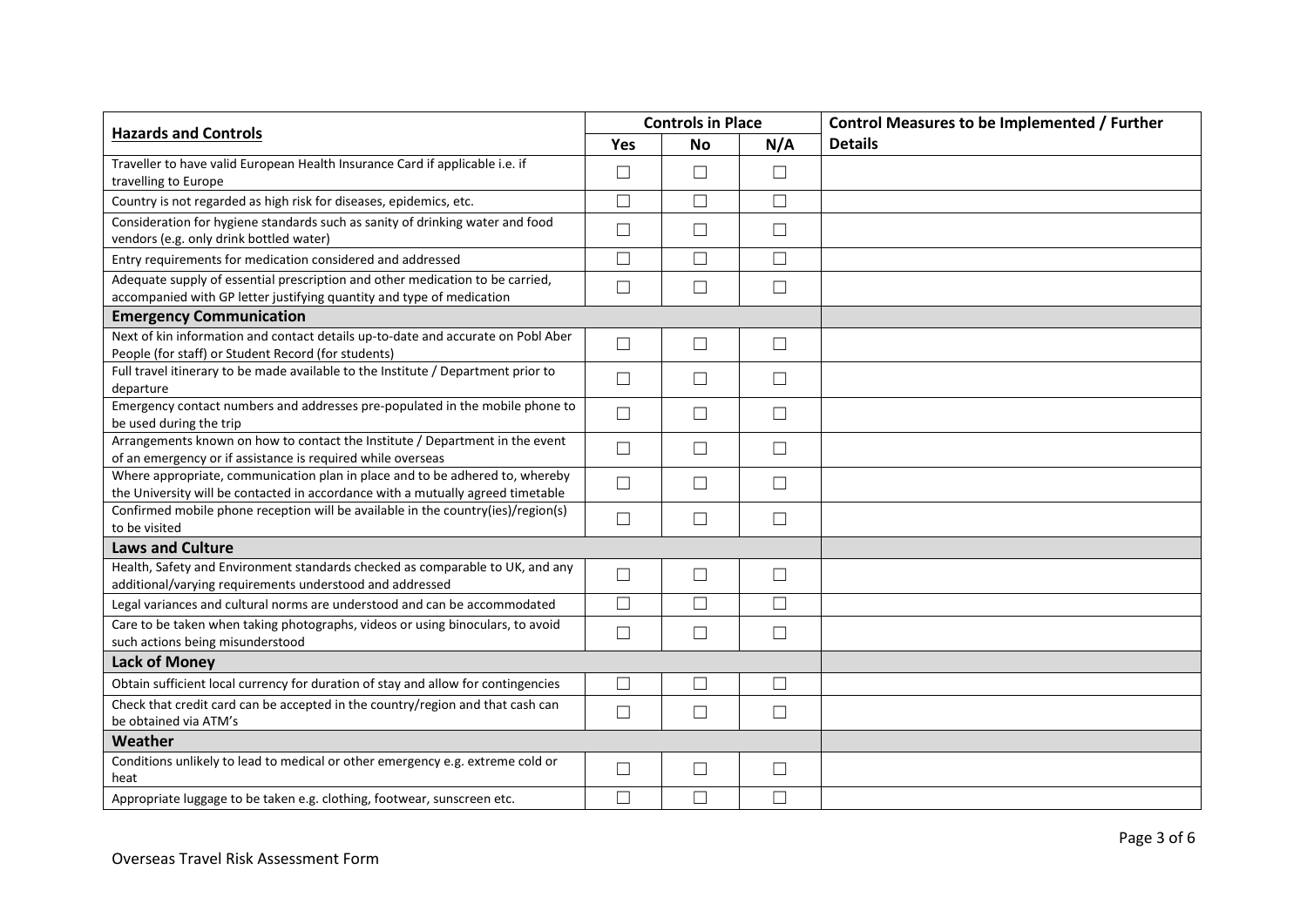| Hazards and Controls | Controls in Place | | | Control Measures to be Implemented / Further Details |
|---|---|---|---|---|
| | Yes | No | N/A | |
| Traveller to have valid European Health Insurance Card if applicable i.e. if travelling to Europe | ☐ | ☐ | ☐ | |
| Country is not regarded as high risk for diseases, epidemics, etc. | ☐ | ☐ | ☐ | |
| Consideration for hygiene standards such as sanity of drinking water and food vendors (e.g. only drink bottled water) | ☐ | ☐ | ☐ | |
| Entry requirements for medication considered and addressed | ☐ | ☐ | ☐ | |
| Adequate supply of essential prescription and other medication to be carried, accompanied with GP letter justifying quantity and type of medication | ☐ | ☐ | ☐ | |
| **Emergency Communication** | | | | |
| Next of kin information and contact details up-to-date and accurate on Pobl Aber People (for staff) or Student Record (for students) | ☐ | ☐ | ☐ | |
| Full travel itinerary to be made available to the Institute / Department prior to departure | ☐ | ☐ | ☐ | |
| Emergency contact numbers and addresses pre-populated in the mobile phone to be used during the trip | ☐ | ☐ | ☐ | |
| Arrangements known on how to contact the Institute / Department in the event of an emergency or if assistance is required while overseas | ☐ | ☐ | ☐ | |
| Where appropriate, communication plan in place and to be adhered to, whereby the University will be contacted in accordance with a mutually agreed timetable | ☐ | ☐ | ☐ | |
| Confirmed mobile phone reception will be available in the country(ies)/region(s) to be visited | ☐ | ☐ | ☐ | |
| **Laws and Culture** | | | | |
| Health, Safety and Environment standards checked as comparable to UK, and any additional/varying requirements understood and addressed | ☐ | ☐ | ☐ | |
| Legal variances and cultural norms are understood and can be accommodated | ☐ | ☐ | ☐ | |
| Care to be taken when taking photographs, videos or using binoculars, to avoid such actions being misunderstood | ☐ | ☐ | ☐ | |
| **Lack of Money** | | | | |
| Obtain sufficient local currency for duration of stay and allow for contingencies | ☐ | ☐ | ☐ | |
| Check that credit card can be accepted in the country/region and that cash can be obtained via ATM's | ☐ | ☐ | ☐ | |
| **Weather** | | | | |
| Conditions unlikely to lead to medical or other emergency e.g. extreme cold or heat | ☐ | ☐ | ☐ | |
| Appropriate luggage to be taken e.g. clothing, footwear, sunscreen etc. | ☐ | ☐ | ☐ | |

Overseas Travel Risk Assessment Form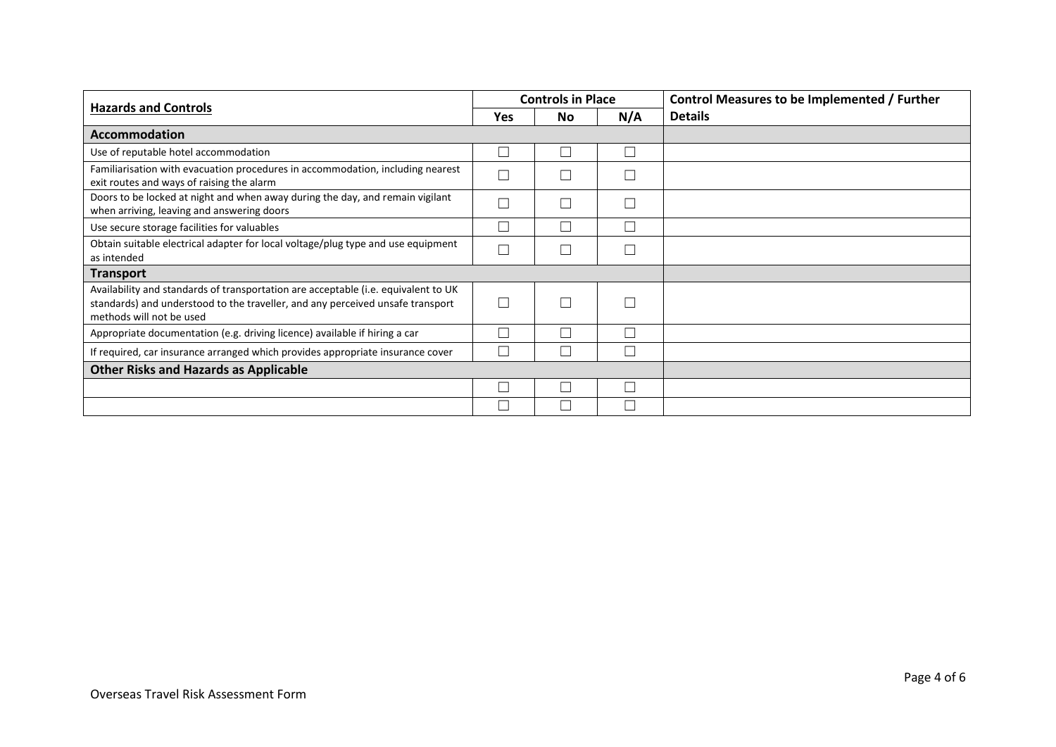| Hazards and Controls | Controls in Place | | | Control Measures to be Implemented / Further Details |
|---|---|---|---|---|
| | Yes | No | N/A | |
| **Accommodation** | | | | |
| Use of reputable hotel accommodation | ☐ | ☐ | ☐ | |
| Familiarisation with evacuation procedures in accommodation, including nearest exit routes and ways of raising the alarm | ☐ | ☐ | ☐ | |
| Doors to be locked at night and when away during the day, and remain vigilant when arriving, leaving and answering doors | ☐ | ☐ | ☐ | |
| Use secure storage facilities for valuables | ☐ | ☐ | ☐ | |
| Obtain suitable electrical adapter for local voltage/plug type and use equipment as intended | ☐ | ☐ | ☐ | |
| **Transport** | | | | |
| Availability and standards of transportation are acceptable (i.e. equivalent to UK standards) and understood to the traveller, and any perceived unsafe transport methods will not be used | ☐ | ☐ | ☐ | |
| Appropriate documentation (e.g. driving licence) available if hiring a car | ☐ | ☐ | ☐ | |
| If required, car insurance arranged which provides appropriate insurance cover | ☐ | ☐ | ☐ | |
| **Other Risks and Hazards as Applicable** | | | | |
| | ☐ | ☐ | ☐ | |
| | ☐ | ☐ | ☐ | |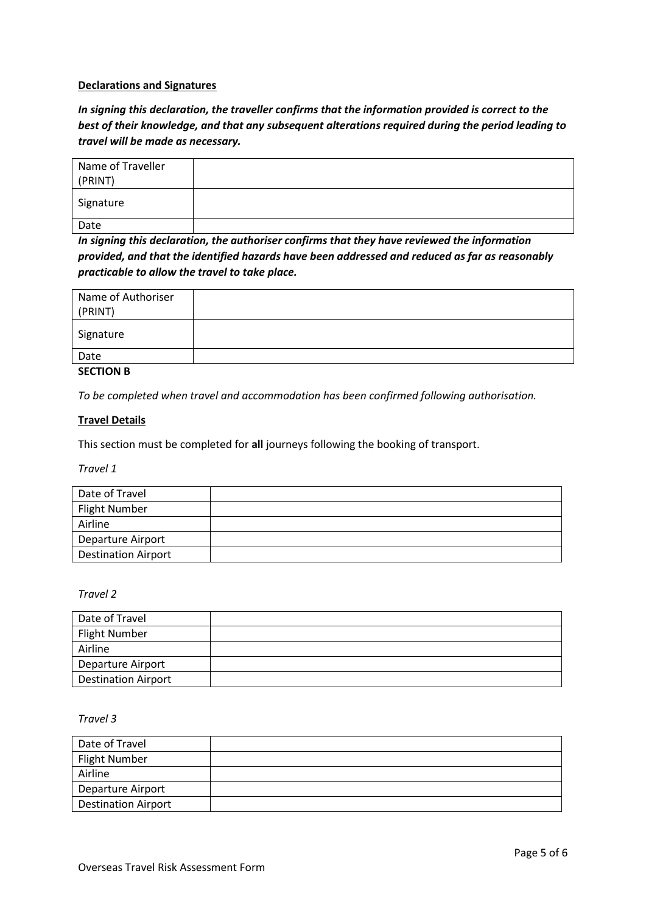**Declarations and Signatures**

***In signing this declaration, the traveller confirms that the information provided is correct to the best of their knowledge, and that any subsequent alterations required during the period leading to travel will be made as necessary.***

| Name of Traveller (PRINT) | |
|---|---|
| Signature | |
| Date | |

***In signing this declaration, the authoriser confirms that they have reviewed the information provided, and that the identified hazards have been addressed and reduced as far as reasonably practicable to allow the travel to take place.***

| Name of Authoriser (PRINT) | |
|---|---|
| Signature | |
| Date | |

**SECTION B**

*To be completed when travel and accommodation has been confirmed following authorisation.*

**Travel Details**

This section must be completed for **all** journeys following the booking of transport.

*Travel 1*

| Date of Travel | |
|---|---|
| Flight Number | |
| Airline | |
| Departure Airport | |
| Destination Airport | |

*Travel 2*

| Date of Travel | |
|---|---|
| Flight Number | |
| Airline | |
| Departure Airport | |
| Destination Airport | |

*Travel 3*

| Date of Travel | |
|---|---|
| Flight Number | |
| Airline | |
| Departure Airport | |
| Destination Airport | |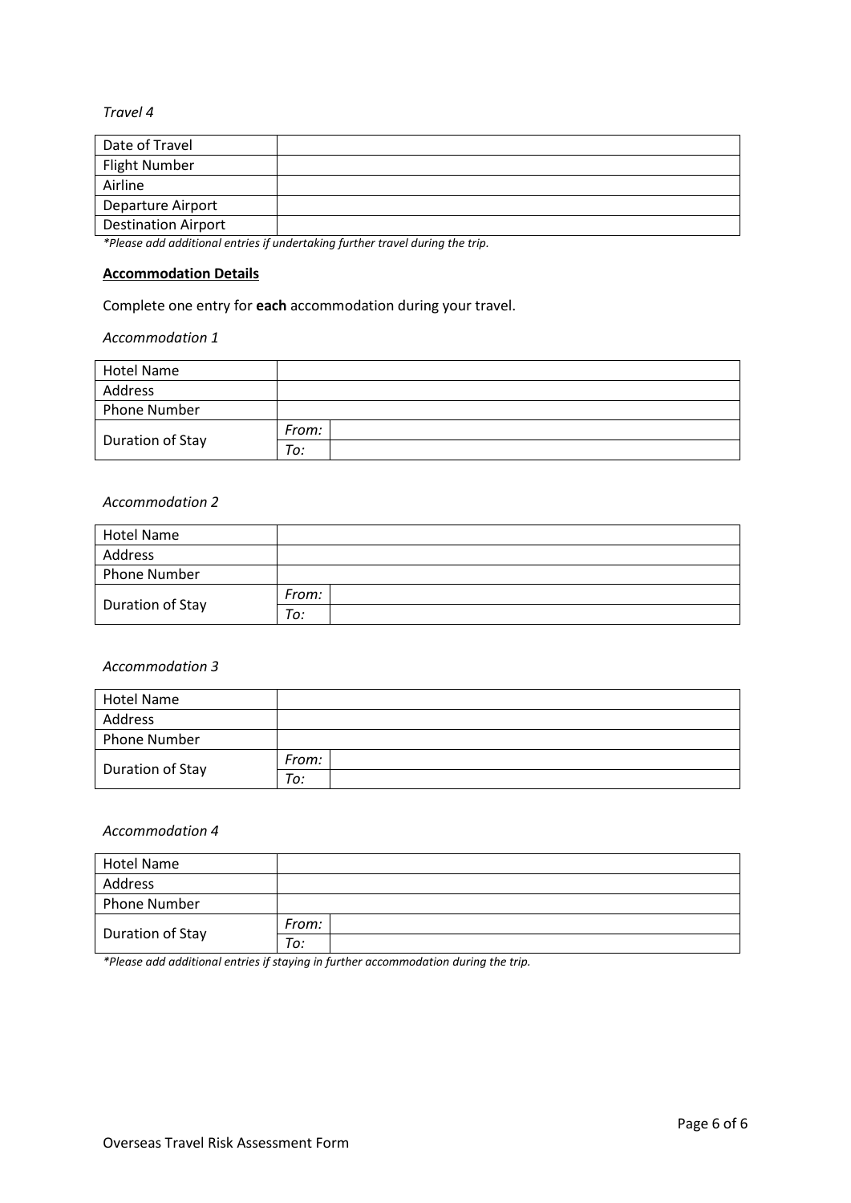*Travel 4*

| | |
|---|---|
| Date of Travel | |
| Flight Number | |
| Airline | |
| Departure Airport | |
| Destination Airport | |

*\*Please add additional entries if undertaking further travel during the trip.*

**Accommodation Details**

Complete one entry for **each** accommodation during your travel.

*Accommodation 1*

| | | |
|---|---|---|
| Hotel Name | | |
| Address | | |
| Phone Number | | |
| Duration of Stay | *From:* | |
| | *To:* | |

*Accommodation 2*

| | | |
|---|---|---|
| Hotel Name | | |
| Address | | |
| Phone Number | | |
| Duration of Stay | *From:* | |
| | *To:* | |

*Accommodation 3*

| | | |
|---|---|---|
| Hotel Name | | |
| Address | | |
| Phone Number | | |
| Duration of Stay | *From:* | |
| | *To:* | |

*Accommodation 4*

| | | |
|---|---|---|
| Hotel Name | | |
| Address | | |
| Phone Number | | |
| Duration of Stay | *From:* | |
| | *To:* | |

*\*Please add additional entries if staying in further accommodation during the trip.*